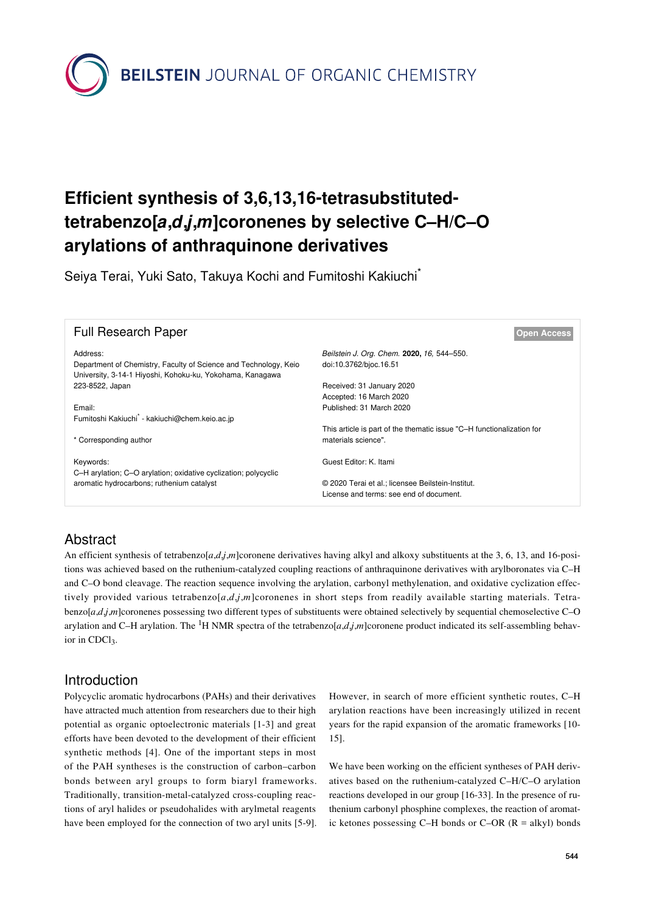BEILSTEIN JOURNAL OF ORGANIC CHEMISTRY

# Efficient synthesis of 3,6,13,16-tetrasubstituted-tetrabenzo[*a*,*d*,*j*,*m*]coronenes by selective C–H/C–O arylations of anthraquinone derivatives

Seiya Terai, Yuki Sato, Takuya Kochi and Fumitoshi Kakiuchi*

Full Research Paper

Open Access

Address:
Department of Chemistry, Faculty of Science and Technology, Keio University, 3-14-1 Hiyoshi, Kohoku-ku, Yokohama, Kanagawa 223-8522, Japan

Email:
Fumitoshi Kakiuchi* - kakiuchi@chem.keio.ac.jp

\* Corresponding author

Keywords:
C–H arylation; C–O arylation; oxidative cyclization; polycyclic aromatic hydrocarbons; ruthenium catalyst

*Beilstein J. Org. Chem.* **2020,** *16,* 544–550.
doi:10.3762/bjoc.16.51

Received: 31 January 2020
Accepted: 16 March 2020
Published: 31 March 2020

This article is part of the thematic issue "C–H functionalization for materials science".

Guest Editor: K. Itami

© 2020 Terai et al.; licensee Beilstein-Institut.
License and terms: see end of document.

## Abstract

An efficient synthesis of tetrabenzo[*a*,*d*,*j*,*m*]coronene derivatives having alkyl and alkoxy substituents at the 3, 6, 13, and 16-positions was achieved based on the ruthenium-catalyzed coupling reactions of anthraquinone derivatives with arylboronates via C–H and C–O bond cleavage. The reaction sequence involving the arylation, carbonyl methylenation, and oxidative cyclization effectively provided various tetrabenzo[*a*,*d*,*j*,*m*]coronenes in short steps from readily available starting materials. Tetrabenzo[*a*,*d*,*j*,*m*]coronenes possessing two different types of substituents were obtained selectively by sequential chemoselective C–O arylation and C–H arylation. The $^{1}H$ NMR spectra of the tetrabenzo[*a*,*d*,*j*,*m*]coronene product indicated its self-assembling behavior in $CDCl_3$.

## Introduction

Polycyclic aromatic hydrocarbons (PAHs) and their derivatives have attracted much attention from researchers due to their high potential as organic optoelectronic materials [1-3] and great efforts have been devoted to the development of their efficient synthetic methods [4]. One of the important steps in most of the PAH syntheses is the construction of carbon–carbon bonds between aryl groups to form biaryl frameworks. Traditionally, transition-metal-catalyzed cross-coupling reactions of aryl halides or pseudohalides with arylmetal reagents have been employed for the connection of two aryl units [5-9]. However, in search of more efficient synthetic routes, C–H arylation reactions have been increasingly utilized in recent years for the rapid expansion of the aromatic frameworks [10-15].

We have been working on the efficient syntheses of PAH derivatives based on the ruthenium-catalyzed C–H/C–O arylation reactions developed in our group [16-33]. In the presence of ruthenium carbonyl phosphine complexes, the reaction of aromatic ketones possessing C–H bonds or C–OR (R = alkyl) bonds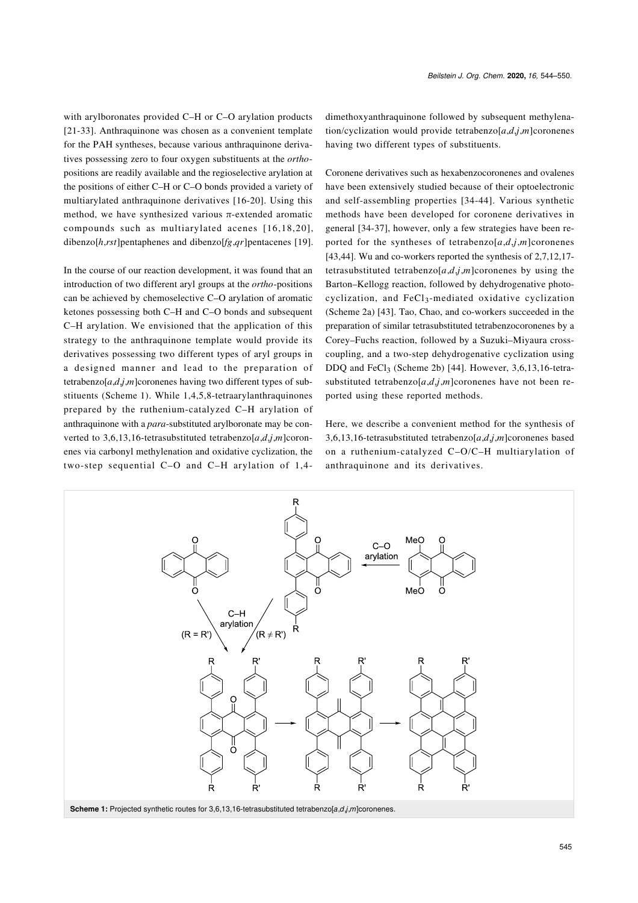with arylboronates provided C–H or C–O arylation products [21-33]. Anthraquinone was chosen as a convenient template for the PAH syntheses, because various anthraquinone derivatives possessing zero to four oxygen substituents at the *ortho*-positions are readily available and the regioselective arylation at the positions of either C–H or C–O bonds provided a variety of multiarylated anthraquinone derivatives [16-20]. Using this method, we have synthesized various π-extended aromatic compounds such as multiarylated acenes [16,18,20], dibenzo[*h*,*rst*]pentaphenes and dibenzo[*fg*,*qr*]pentacenes [19].

In the course of our reaction development, it was found that an introduction of two different aryl groups at the *ortho*-positions can be achieved by chemoselective C–O arylation of aromatic ketones possessing both C–H and C–O bonds and subsequent C–H arylation. We envisioned that the application of this strategy to the anthraquinone template would provide its derivatives possessing two different types of aryl groups in a designed manner and lead to the preparation of tetrabenzo[*a*,*d*,*j*,*m*]coronenes having two different types of substituents (Scheme 1). While 1,4,5,8-tetraarylanthraquinones prepared by the ruthenium-catalyzed C–H arylation of anthraquinone with a *para*-substituted arylboronate may be converted to 3,6,13,16-tetrasubstituted tetrabenzo[*a*,*d*,*j*,*m*]coronenes via carbonyl methylenation and oxidative cyclization, the two-step sequential C–O and C–H arylation of 1,4-dimethoxyanthraquinone followed by subsequent methylenation/cyclization would provide tetrabenzo[*a*,*d*,*j*,*m*]coronenes having two different types of substituents.

Coronene derivatives such as hexabenzocoronenes and ovalenes have been extensively studied because of their optoelectronic and self-assembling properties [34-44]. Various synthetic methods have been developed for coronene derivatives in general [34-37], however, only a few strategies have been reported for the syntheses of tetrabenzo[*a*,*d*,*j*,*m*]coronenes [43,44]. Wu and co-workers reported the synthesis of 2,7,12,17-tetrasubstituted tetrabenzo[*a*,*d*,*j*,*m*]coronenes by using the Barton–Kellogg reaction, followed by dehydrogenative photocyclization, and $FeCl_3$-mediated oxidative cyclization (Scheme 2a) [43]. Tao, Chao, and co-workers succeeded in the preparation of similar tetrasubstituted tetrabenzocoronenes by a Corey–Fuchs reaction, followed by a Suzuki–Miyaura cross-coupling, and a two-step dehydrogenative cyclization using DDQ and $FeCl_3$ (Scheme 2b) [44]. However, 3,6,13,16-tetrasubstituted tetrabenzo[*a*,*d*,*j*,*m*]coronenes have not been reported using these reported methods.

Here, we describe a convenient method for the synthesis of 3,6,13,16-tetrasubstituted tetrabenzo[*a*,*d*,*j*,*m*]coronenes based on a ruthenium-catalyzed C–O/C–H multiarylation of anthraquinone and its derivatives.

**Scheme 1:** Projected synthetic routes for 3,6,13,16-tetrasubstituted tetrabenzo[*a*,*d*,*j*,*m*]coronenes.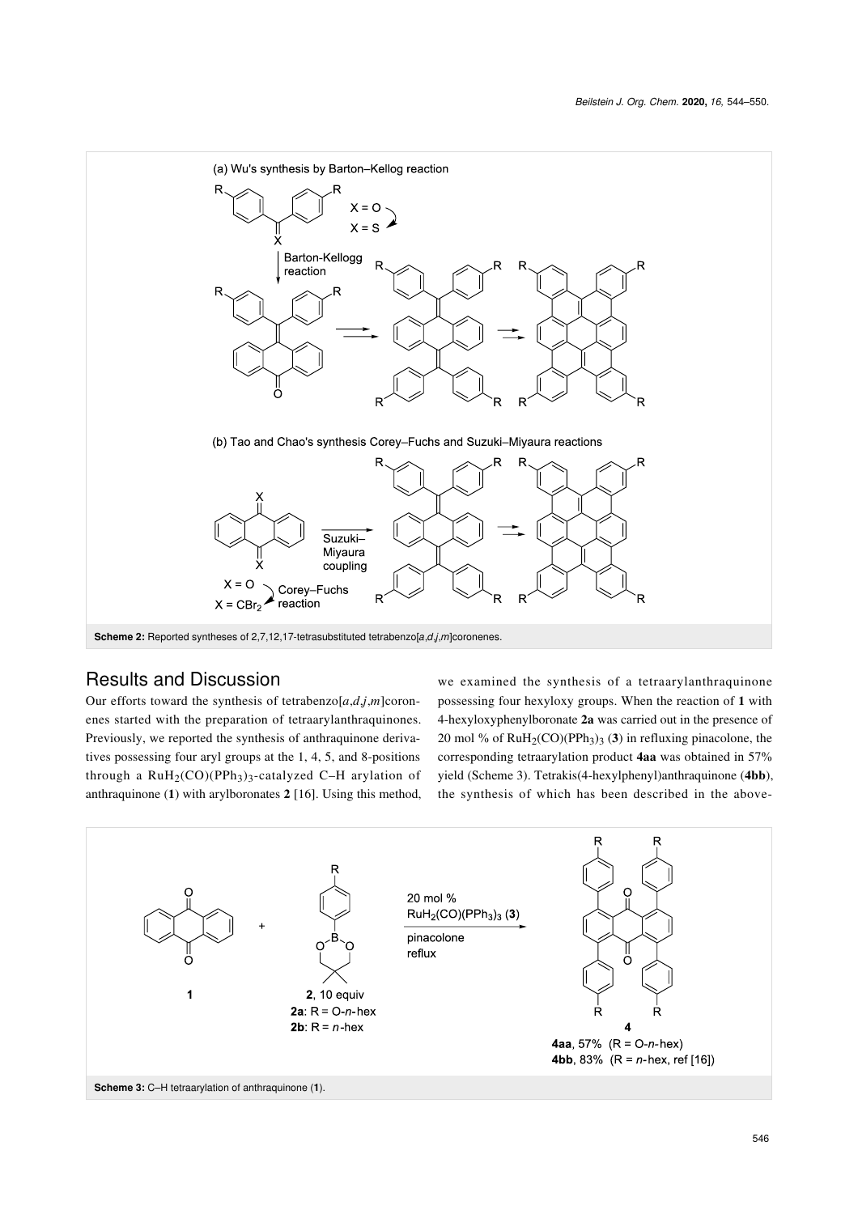**Scheme 2:** Reported syntheses of 2,7,12,17-tetrasubstituted tetrabenzo[*a*,*d*,*j*,*m*]coronenes.

## Results and Discussion

Our efforts toward the synthesis of tetrabenzo[*a*,*d*,*j*,*m*]coronenes started with the preparation of tetraarylanthraquinones. Previously, we reported the synthesis of anthraquinone derivatives possessing four aryl groups at the 1, 4, 5, and 8-positions through a $RuH_2(CO)(PPh_3)_3$-catalyzed C–H arylation of anthraquinone (**1**) with arylboronates **2** [16]. Using this method, we examined the synthesis of a tetraarylanthraquinone possessing four hexyloxy groups. When the reaction of **1** with 4-hexyloxyphenylboronate **2a** was carried out in the presence of 20 mol % of $RuH_2(CO)(PPh_3)_3$ (**3**) in refluxing pinacolone, the corresponding tetraarylation product **4aa** was obtained in 57% yield (Scheme 3). Tetrakis(4-hexylphenyl)anthraquinone (**4bb**), the synthesis of which has been described in the above-

**Scheme 3:** C–H tetraarylation of anthraquinone (**1**).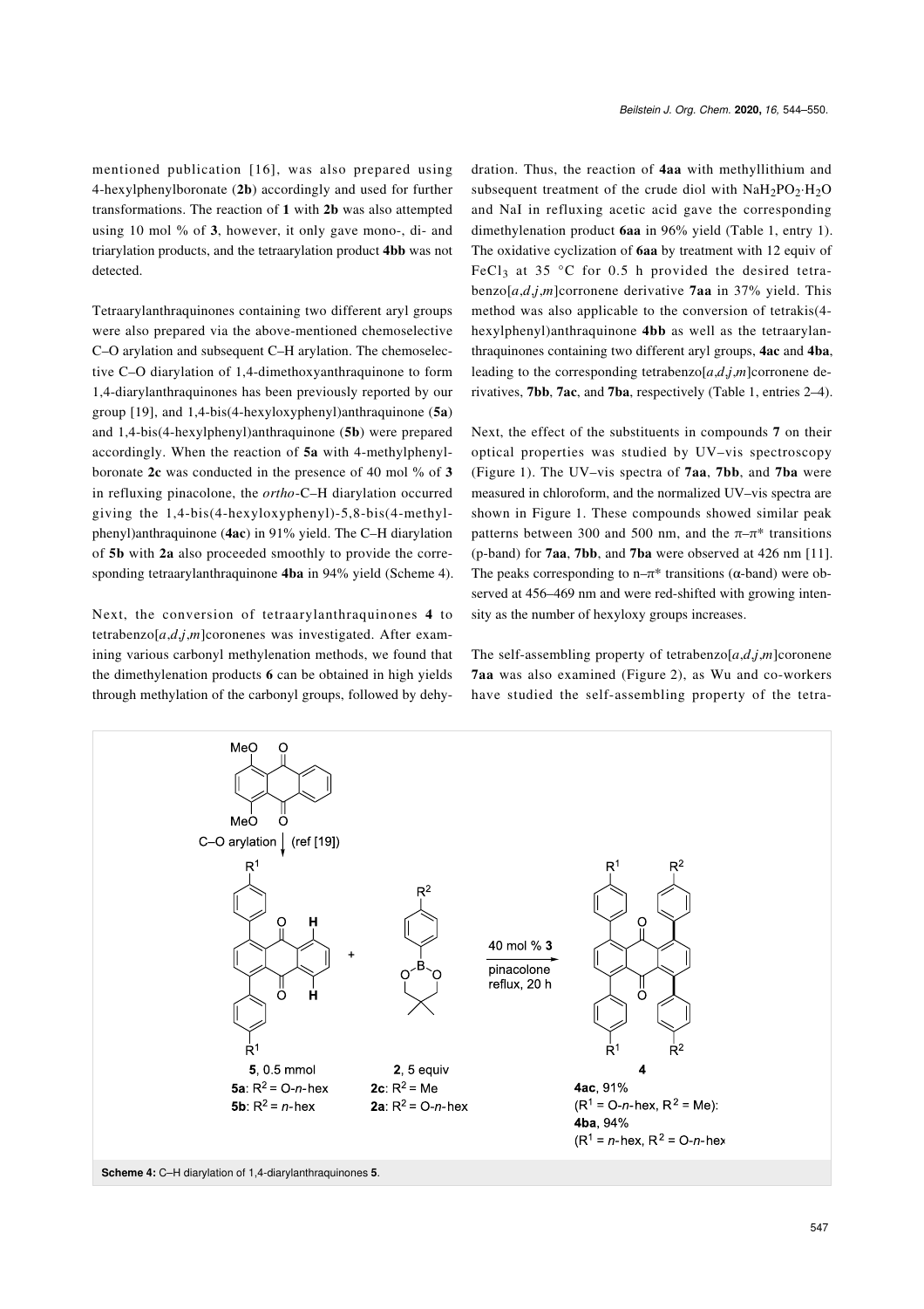mentioned publication [16], was also prepared using 4-hexylphenylboronate (**2b**) accordingly and used for further transformations. The reaction of **1** with **2b** was also attempted using 10 mol % of **3**, however, it only gave mono-, di- and triarylation products, and the tetraarylation product **4bb** was not detected.

Tetraarylanthraquinones containing two different aryl groups were also prepared via the above-mentioned chemoselective C–O arylation and subsequent C–H arylation. The chemoselective C–O diarylation of 1,4-dimethoxyanthraquinone to form 1,4-diarylanthraquinones has been previously reported by our group [19], and 1,4-bis(4-hexyloxyphenyl)anthraquinone (**5a**) and 1,4-bis(4-hexylphenyl)anthraquinone (**5b**) were prepared accordingly. When the reaction of **5a** with 4-methylphenylboronate **2c** was conducted in the presence of 40 mol % of **3** in refluxing pinacolone, the *ortho*-C–H diarylation occurred giving the 1,4-bis(4-hexyloxyphenyl)-5,8-bis(4-methylphenyl)anthraquinone (**4ac**) in 91% yield. The C–H diarylation of **5b** with **2a** also proceeded smoothly to provide the corresponding tetraarylanthraquinone **4ba** in 94% yield (Scheme 4).

Next, the conversion of tetraarylanthraquinones **4** to tetrabenzo[*a*,*d*,*j*,*m*]coronenes was investigated. After examining various carbonyl methylenation methods, we found that the dimethylenation products **6** can be obtained in high yields through methylation of the carbonyl groups, followed by dehydration. Thus, the reaction of **4aa** with methyllithium and subsequent treatment of the crude diol with $NaH_2PO_2·H_2O$ and NaI in refluxing acetic acid gave the corresponding dimethylenation product **6aa** in 96% yield (Table 1, entry 1). The oxidative cyclization of **6aa** by treatment with 12 equiv of $FeCl_3$ at 35 °C for 0.5 h provided the desired tetrabenzo[*a*,*d*,*j*,*m*]corronene derivative **7aa** in 37% yield. This method was also applicable to the conversion of tetrakis(4-hexylphenyl)anthraquinone **4bb** as well as the tetraarylanthraquinones containing two different aryl groups, **4ac** and **4ba**, leading to the corresponding tetrabenzo[*a*,*d*,*j*,*m*]corronene derivatives, **7bb**, **7ac**, and **7ba**, respectively (Table 1, entries 2–4).

Next, the effect of the substituents in compounds **7** on their optical properties was studied by UV–vis spectroscopy (Figure 1). The UV–vis spectra of **7aa**, **7bb**, and **7ba** were measured in chloroform, and the normalized UV–vis spectra are shown in Figure 1. These compounds showed similar peak patterns between 300 and 500 nm, and the π–π* transitions (p-band) for **7aa**, **7bb**, and **7ba** were observed at 426 nm [11]. The peaks corresponding to n–π* transitions (α-band) were observed at 456–469 nm and were red-shifted with growing intensity as the number of hexyloxy groups increases.

The self-assembling property of tetrabenzo[*a*,*d*,*j*,*m*]coronene **7aa** was also examined (Figure 2), as Wu and co-workers have studied the self-assembling property of the tetra-

MeO, O / MeO, O (1,4-dimethoxyanthraquinone)
C–O arylation (ref [19])

**5**, 0.5 mmol
**5a**: $R^2$ = O-*n*-hex
**5b**: $R^2$ = *n*-hex

+

**2**, 5 equiv
**2c**: $R^2$ = Me
**2a**: $R^2$ = O-*n*-hex

40 mol % **3**
pinacolone
reflux, 20 h

**4**
**4ac**, 91%
($R^1$ = O-*n*-hex, $R^2$ = Me):
**4ba**, 94%
($R^1$ = *n*-hex, $R^2$ = O-*n*-hex

**Scheme 4:** C–H diarylation of 1,4-diarylanthraquinones **5**.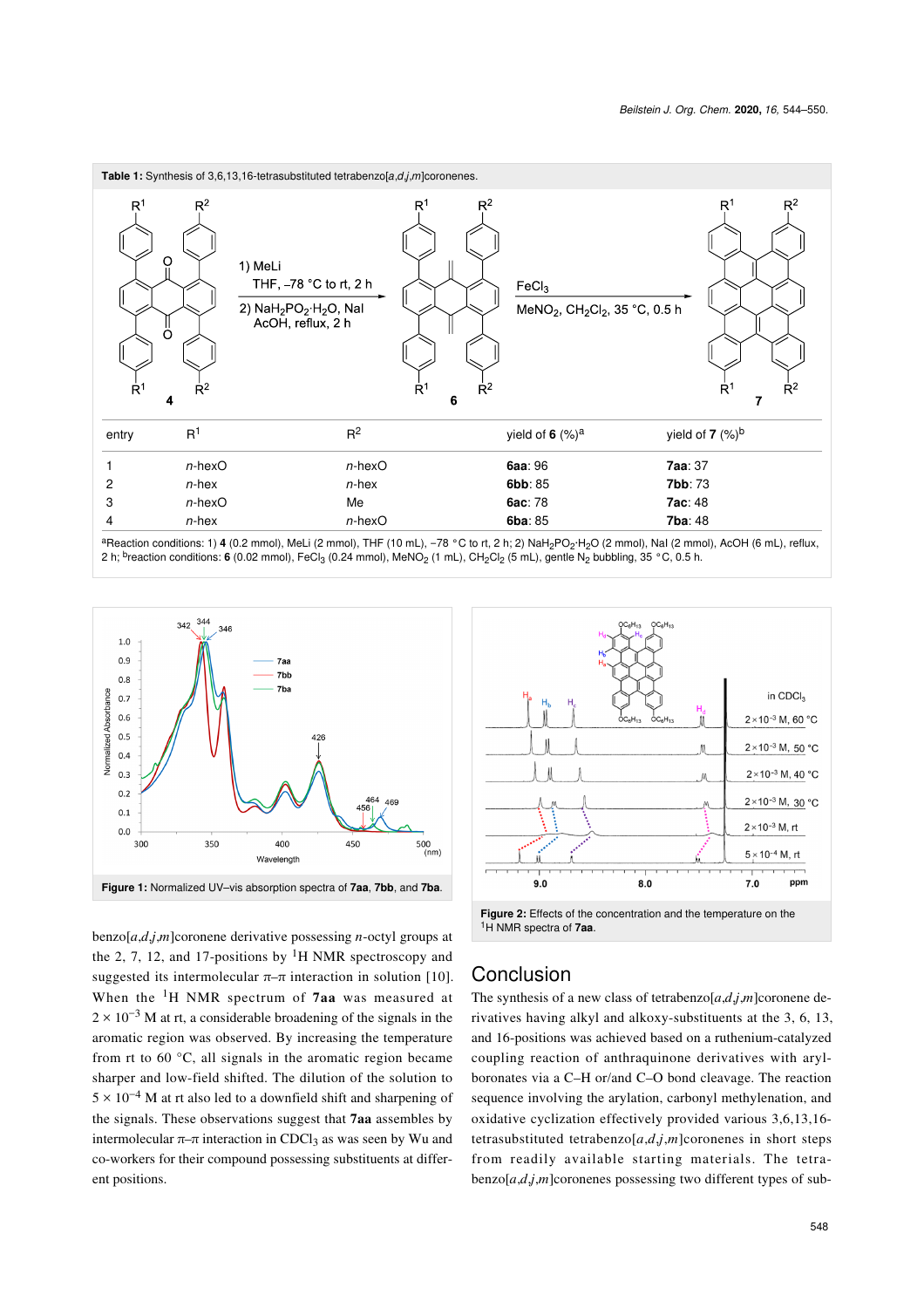**Table 1:** Synthesis of 3,6,13,16-tetrasubstituted tetrabenzo[*a*,*d*,*j*,*m*]coronenes.

1) MeLi, THF, –78 °C to rt, 2 h; 2) $NaH_2PO_2 \cdot H_2O$, NaI, AcOH, reflux, 2 h (**4** → **6**); $FeCl_3$, $MeNO_2$, $CH_2Cl_2$, 35 °C, 0.5 h (**6** → **7**)

| entry | R[1] | R[2] | yield of **6** (%)[a] | yield of **7** (%)[b] |
|---|---|---|---|---|
| 1 | *n*-hexO | *n*-hexO | **6aa**: 96 | **7aa**: 37 |
| 2 | *n*-hex | *n*-hex | **6bb**: 85 | **7bb**: 73 |
| 3 | *n*-hexO | Me | **6ac**: 78 | **7ac**: 48 |
| 4 | *n*-hex | *n*-hexO | **6ba**: 85 | **7ba**: 48 |

[a]Reaction conditions: 1) **4** (0.2 mmol), MeLi (2 mmol), THF (10 mL), −78 °C to rt, 2 h; 2) $NaH_2PO_2 \cdot H_2O$ (2 mmol), NaI (2 mmol), AcOH (6 mL), reflux, 2 h; [b]reaction conditions: **6** (0.02 mmol), $FeCl_3$ (0.24 mmol), $MeNO_2$ (1 mL), $CH_2Cl_2$ (5 mL), gentle $N_2$ bubbling, 35 °C, 0.5 h.

**Figure 1:** Normalized UV–vis absorption spectra of **7aa**, **7bb**, and **7ba**.

**Figure 2:** Effects of the concentration and the temperature on the [1]H NMR spectra of **7aa**.

benzo[*a*,*d*,*j*,*m*]coronene derivative possessing *n*-octyl groups at the 2, 7, 12, and 17-positions by [1]H NMR spectroscopy and suggested its intermolecular π–π interaction in solution [10]. When the [1]H NMR spectrum of **7aa** was measured at $2 \times 10^{-3}$ M at rt, a considerable broadening of the signals in the aromatic region was observed. By increasing the temperature from rt to 60 °C, all signals in the aromatic region became sharper and low-field shifted. The dilution of the solution to $5 \times 10^{-4}$ M at rt also led to a downfield shift and sharpening of the signals. These observations suggest that **7aa** assembles by intermolecular π–π interaction in $CDCl_3$ as was seen by Wu and co-workers for their compound possessing substituents at different positions.

## Conclusion

The synthesis of a new class of tetrabenzo[*a*,*d*,*j*,*m*]coronene derivatives having alkyl and alkoxy-substituents at the 3, 6, 13, and 16-positions was achieved based on a ruthenium-catalyzed coupling reaction of anthraquinone derivatives with arylboronates via a C–H or/and C–O bond cleavage. The sequence involving the arylation, carbonyl methylenation, and oxidative cyclization effectively provided various 3,6,13,16-tetrasubstituted tetrabenzo[*a*,*d*,*j*,*m*]coronenes in short steps from readily available starting materials. The tetrabenzo[*a*,*d*,*j*,*m*]coronenes possessing two different types of sub-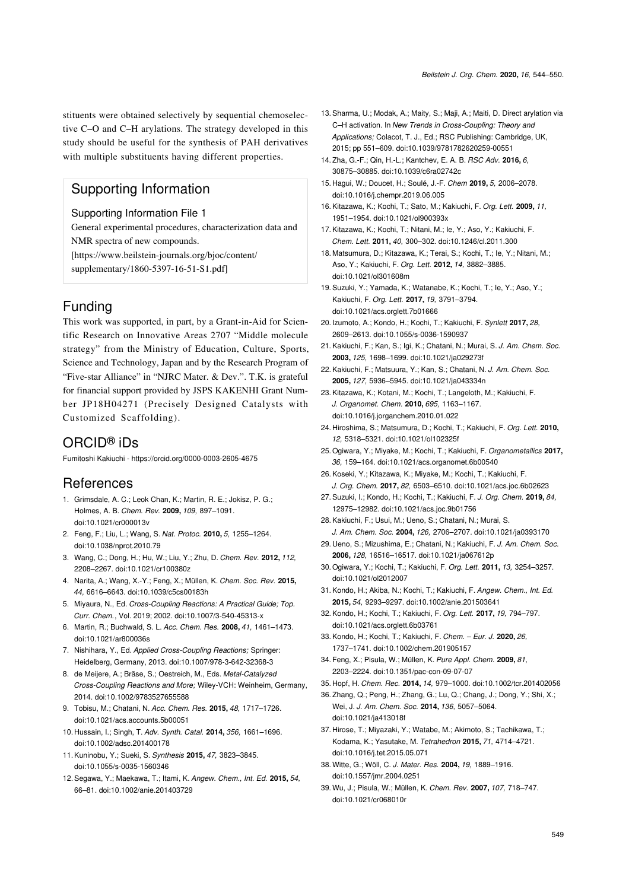stituents were obtained selectively by sequential chemoselective C–O and C–H arylations. The strategy developed in this study should be useful for the synthesis of PAH derivatives with multiple substituents having different properties.

## Supporting Information

### Supporting Information File 1

General experimental procedures, characterization data and NMR spectra of new compounds.
[https://www.beilstein-journals.org/bjoc/content/supplementary/1860-5397-16-51-S1.pdf]

## Funding

This work was supported, in part, by a Grant-in-Aid for Scientific Research on Innovative Areas 2707 "Middle molecule strategy" from the Ministry of Education, Culture, Sports, Science and Technology, Japan and by the Research Program of "Five-star Alliance" in "NJRC Mater. & Dev.". T.K. is grateful for financial support provided by JSPS KAKENHI Grant Number JP18H04271 (Precisely Designed Catalysts with Customized Scaffolding).

## ORCID® iDs

Fumitoshi Kakiuchi - https://orcid.org/0000-0003-2605-4675

## References

1. Grimsdale, A. C.; Leok Chan, K.; Martin, R. E.; Jokisz, P. G.; Holmes, A. B. *Chem. Rev.* **2009,** *109,* 897–1091. doi:10.1021/cr000013v
2. Feng, F.; Liu, L.; Wang, S. *Nat. Protoc.* **2010,** *5,* 1255–1264. doi:10.1038/nprot.2010.79
3. Wang, C.; Dong, H.; Hu, W.; Liu, Y.; Zhu, D. *Chem. Rev.* **2012,** *112,* 2208–2267. doi:10.1021/cr100380z
4. Narita, A.; Wang, X.-Y.; Feng, X.; Müllen, K. *Chem. Soc. Rev.* **2015,** *44,* 6616–6643. doi:10.1039/c5cs00183h
5. Miyaura, N., Ed. *Cross-Coupling Reactions: A Practical Guide; Top. Curr. Chem.*, Vol. 2019; 2002. doi:10.1007/3-540-45313-x
6. Martin, R.; Buchwald, S. L. *Acc. Chem. Res.* **2008,** *41,* 1461–1473. doi:10.1021/ar800036s
7. Nishihara, Y., Ed. *Applied Cross-Coupling Reactions;* Springer: Heidelberg, Germany, 2013. doi:10.1007/978-3-642-32368-3
8. de Meijere, A.; Bräse, S.; Oestreich, M., Eds. *Metal-Catalyzed Cross-Coupling Reactions and More;* Wiley-VCH: Weinheim, Germany, 2014. doi:10.1002/9783527655588
9. Tobisu, M.; Chatani, N. *Acc. Chem. Res.* **2015,** *48,* 1717–1726. doi:10.1021/acs.accounts.5b00051
10. Hussain, I.; Singh, T. *Adv. Synth. Catal.* **2014,** *356,* 1661–1696. doi:10.1002/adsc.201400178
11. Kuninobu, Y.; Sueki, S. *Synthesis* **2015,** *47,* 3823–3845. doi:10.1055/s-0035-1560346
12. Segawa, Y.; Maekawa, T.; Itami, K. *Angew. Chem., Int. Ed.* **2015,** *54,* 66–81. doi:10.1002/anie.201403729
13. Sharma, U.; Modak, A.; Maity, S.; Maji, A.; Maiti, D. Direct arylation via C–H activation. In *New Trends in Cross-Coupling: Theory and Applications;* Colacot, T. J., Ed.; RSC Publishing: Cambridge, UK, 2015; pp 551–609. doi:10.1039/9781782620259-00551
14. Zha, G.-F.; Qin, H.-L.; Kantchev, E. A. B. *RSC Adv.* **2016,** *6,* 30875–30885. doi:10.1039/c6ra02742c
15. Hagui, W.; Doucet, H.; Soulé, J.-F. *Chem* **2019,** *5,* 2006–2078. doi:10.1016/j.chempr.2019.06.005
16. Kitazawa, K.; Kochi, T.; Sato, M.; Kakiuchi, F. *Org. Lett.* **2009,** *11,* 1951–1954. doi:10.1021/ol900393x
17. Kitazawa, K.; Kochi, T.; Nitani, M.; Ie, Y.; Aso, Y.; Kakiuchi, F. *Chem. Lett.* **2011,** *40,* 300–302. doi:10.1246/cl.2011.300
18. Matsumura, D.; Kitazawa, K.; Terai, S.; Kochi, T.; Ie, Y.; Nitani, M.; Aso, Y.; Kakiuchi, F. *Org. Lett.* **2012,** *14,* 3882–3885. doi:10.1021/ol301608m
19. Suzuki, Y.; Yamada, K.; Watanabe, K.; Kochi, T.; Ie, Y.; Aso, Y.; Kakiuchi, F. *Org. Lett.* **2017,** *19,* 3791–3794. doi:10.1021/acs.orglett.7b01666
20. Izumoto, A.; Kondo, H.; Kochi, T.; Kakiuchi, F. *Synlett* **2017,** *28,* 2609–2613. doi:10.1055/s-0036-1590937
21. Kakiuchi, F.; Kan, S.; Igi, K.; Chatani, N.; Murai, S. *J. Am. Chem. Soc.* **2003,** *125,* 1698–1699. doi:10.1021/ja029273f
22. Kakiuchi, F.; Matsuura, Y.; Kan, S.; Chatani, N. *J. Am. Chem. Soc.* **2005,** *127,* 5936–5945. doi:10.1021/ja043334n
23. Kitazawa, K.; Kotani, M.; Kochi, T.; Langeloth, M.; Kakiuchi, F. *J. Organomet. Chem.* **2010,** *695,* 1163–1167. doi:10.1016/j.jorganchem.2010.01.022
24. Hiroshima, S.; Matsumura, D.; Kochi, T.; Kakiuchi, F. *Org. Lett.* **2010,** *12,* 5318–5321. doi:10.1021/ol102325f
25. Ogiwara, Y.; Miyake, M.; Kochi, T.; Kakiuchi, F. *Organometallics* **2017,** *36,* 159–164. doi:10.1021/acs.organomet.6b00540
26. Koseki, Y.; Kitazawa, K.; Miyake, M.; Kochi, T.; Kakiuchi, F. *J. Org. Chem.* **2017,** *82,* 6503–6510. doi:10.1021/acs.joc.6b02623
27. Suzuki, I.; Kondo, H.; Kochi, T.; Kakiuchi, F. *J. Org. Chem.* **2019,** *84,* 12975–12982. doi:10.1021/acs.joc.9b01756
28. Kakiuchi, F.; Usui, M.; Ueno, S.; Chatani, N.; Murai, S. *J. Am. Chem. Soc.* **2004,** *126,* 2706–2707. doi:10.1021/ja0393170
29. Ueno, S.; Mizushima, E.; Chatani, N.; Kakiuchi, F. *J. Am. Chem. Soc.* **2006,** *128,* 16516–16517. doi:10.1021/ja067612p
30. Ogiwara, Y.; Kochi, T.; Kakiuchi, F. *Org. Lett.* **2011,** *13,* 3254–3257. doi:10.1021/ol2012007
31. Kondo, H.; Akiba, N.; Kochi, T.; Kakiuchi, F. *Angew. Chem., Int. Ed.* **2015,** *54,* 9293–9297. doi:10.1002/anie.201503641
32. Kondo, H.; Kochi, T.; Kakiuchi, F. *Org. Lett.* **2017,** *19,* 794–797. doi:10.1021/acs.orglett.6b03761
33. Kondo, H.; Kochi, T.; Kakiuchi, F. *Chem. – Eur. J.* **2020,** *26,* 1737–1741. doi:10.1002/chem.201905157
34. Feng, X.; Pisula, W.; Müllen, K. *Pure Appl. Chem.* **2009,** *81,* 2203–2224. doi:10.1351/pac-con-09-07-07
35. Hopf, H. *Chem. Rec.* **2014,** *14,* 979–1000. doi:10.1002/tcr.201402056
36. Zhang, Q.; Peng, H.; Zhang, G.; Lu, Q.; Chang, J.; Dong, Y.; Shi, X.; Wei, J. *J. Am. Chem. Soc.* **2014,** *136,* 5057–5064. doi:10.1021/ja413018f
37. Hirose, T.; Miyazaki, Y.; Watabe, M.; Akimoto, S.; Tachikawa, T.; Kodama, K.; Yasutake, M. *Tetrahedron* **2015,** *71,* 4714–4721. doi:10.1016/j.tet.2015.05.071
38. Witte, G.; Wöll, C. *J. Mater. Res.* **2004,** *19,* 1889–1916. doi:10.1557/jmr.2004.0251
39. Wu, J.; Pisula, W.; Müllen, K. *Chem. Rev.* **2007,** *107,* 718–747. doi:10.1021/cr068010r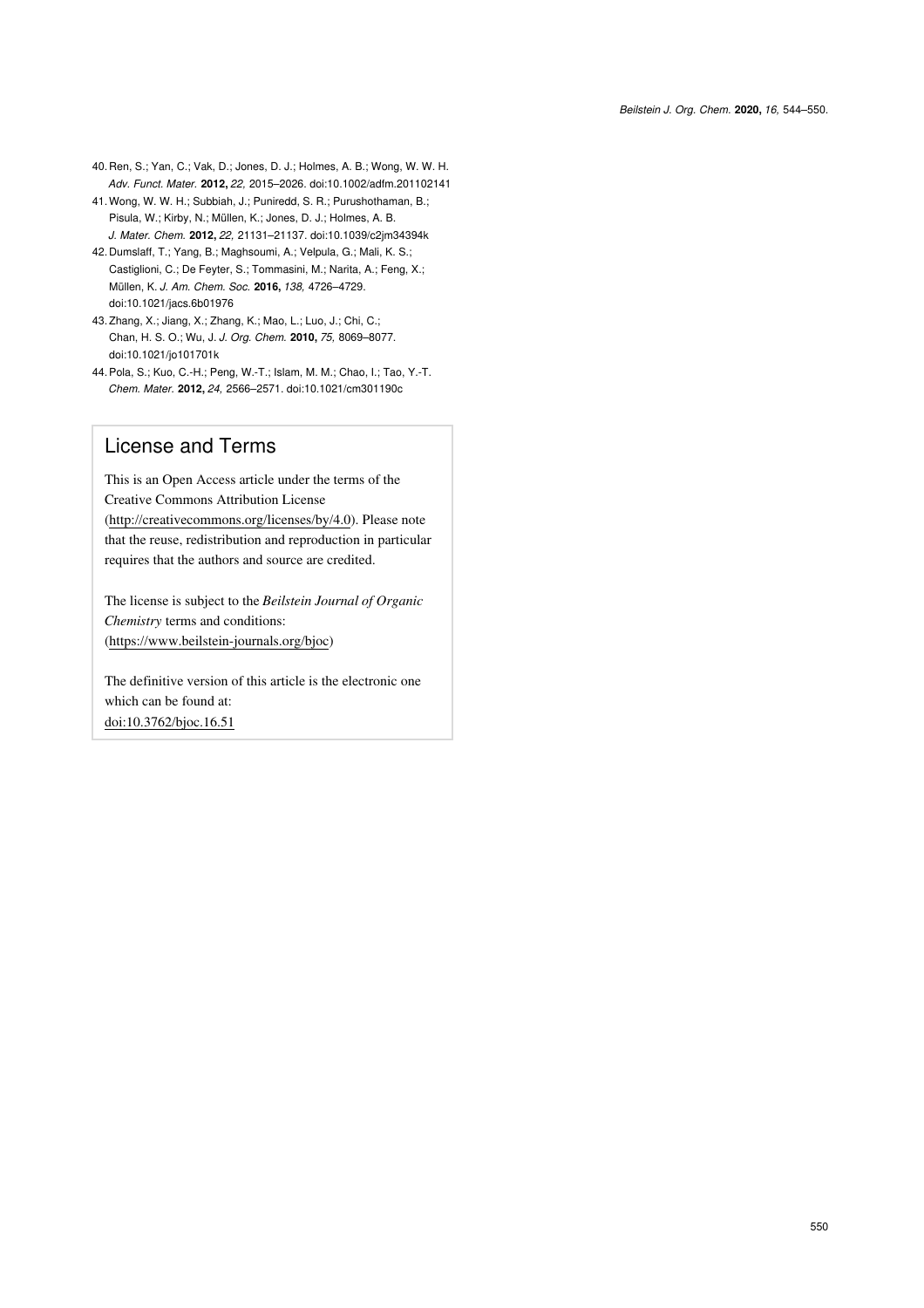40. Ren, S.; Yan, C.; Vak, D.; Jones, D. J.; Holmes, A. B.; Wong, W. W. H. *Adv. Funct. Mater.* **2012,** *22,* 2015–2026. doi:10.1002/adfm.201102141
41. Wong, W. W. H.; Subbiah, J.; Puniredd, S. R.; Purushothaman, B.; Pisula, W.; Kirby, N.; Müllen, K.; Jones, D. J.; Holmes, A. B. *J. Mater. Chem.* **2012,** *22,* 21131–21137. doi:10.1039/c2jm34394k
42. Dumslaff, T.; Yang, B.; Maghsoumi, A.; Velpula, G.; Mali, K. S.; Castiglioni, C.; De Feyter, S.; Tommasini, M.; Narita, A.; Feng, X.; Müllen, K. *J. Am. Chem. Soc.* **2016,** *138,* 4726–4729. doi:10.1021/jacs.6b01976
43. Zhang, X.; Jiang, X.; Zhang, K.; Mao, L.; Luo, J.; Chi, C.; Chan, H. S. O.; Wu, J. *J. Org. Chem.* **2010,** *75,* 8069–8077. doi:10.1021/jo101701k
44. Pola, S.; Kuo, C.-H.; Peng, W.-T.; Islam, M. M.; Chao, I.; Tao, Y.-T. *Chem. Mater.* **2012,** *24,* 2566–2571. doi:10.1021/cm301190c

## License and Terms

This is an Open Access article under the terms of the Creative Commons Attribution License (http://creativecommons.org/licenses/by/4.0). Please note that the reuse, redistribution and reproduction in particular requires that the authors and source are credited.

The license is subject to the *Beilstein Journal of Organic Chemistry* terms and conditions: (https://www.beilstein-journals.org/bjoc)

The definitive version of this article is the electronic one which can be found at: doi:10.3762/bjoc.16.51